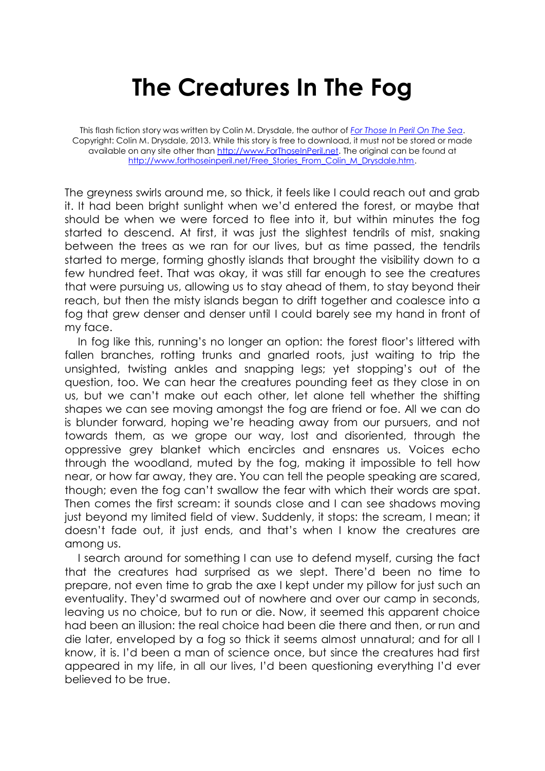# The Creatures In The Fog

This flash fiction story was written by Colin M. Drysdale, the author of *[For Those In Peril On The Sea](http://www.ForThoseInPeril.net)*. Copyright: Colin M. Drysdale, 2013. While this story is free to download, it must not be stored or made available on any site other than [http://www.ForThoseInPeril.net](http://www.ForThoseInPeril.net). The original can be found at [http://www.forthoseinperil.net/Free_Stories_From_Colin_M_Drysdale.htm](http://www.forthoseinperil.net/Free_Stories_From_Colin_M_Drysdale.htm).

The greyness swirls around me, so thick, it feels like I could reach out and grab it. It had been bright sunlight when we'd entered the forest, or maybe that should be when we were forced to flee into it, but within minutes the fog started to descend. At first, it was just the slightest tendrils of mist, snaking between the trees as we ran for our lives, but as time passed, the tendrils started to merge, forming ghostly islands that brought the visibility down to a few hundred feet. That was okay, it was still far enough to see the creatures that were pursuing us, allowing us to stay ahead of them, to stay beyond their reach, but then the misty islands began to drift together and coalesce into a fog that grew denser and denser until I could barely see my hand in front of my face.

In fog like this, running's no longer an option: the forest floor's littered with fallen branches, rotting trunks and gnarled roots, just waiting to trip the unsighted, twisting ankles and snapping legs; yet stopping's out of the question, too. We can hear the creatures pounding feet as they close in on us, but we can't make out each other, let alone tell whether the shifting shapes we can see moving amongst the fog are friend or foe. All we can do is blunder forward, hoping we're heading away from our pursuers, and not towards them, as we grope our way, lost and disoriented, through the oppressive grey blanket which encircles and ensnares us. Voices echo through the woodland, muted by the fog, making it impossible to tell how near, or how far away, they are. You can tell the people speaking are scared, though; even the fog can't swallow the fear with which their words are spat. Then comes the first scream: it sounds close and I can see shadows moving just beyond my limited field of view. Suddenly, it stops: the scream, I mean; it doesn't fade out, it just ends, and that's when I know the creatures are among us.

I search around for something I can use to defend myself, cursing the fact that the creatures had surprised as we slept. There'd been no time to prepare, not even time to grab the axe I kept under my pillow for just such an eventuality. They'd swarmed out of nowhere and over our camp in seconds, leaving us no choice, but to run or die. Now, it seemed this apparent choice had been an illusion: the real choice had been die there and then, or run and die later, enveloped by a fog so thick it seems almost unnatural; and for all I know, it is. I'd been a man of science once, but since the creatures had first appeared in my life, in all our lives, I'd been questioning everything I'd ever believed to be true.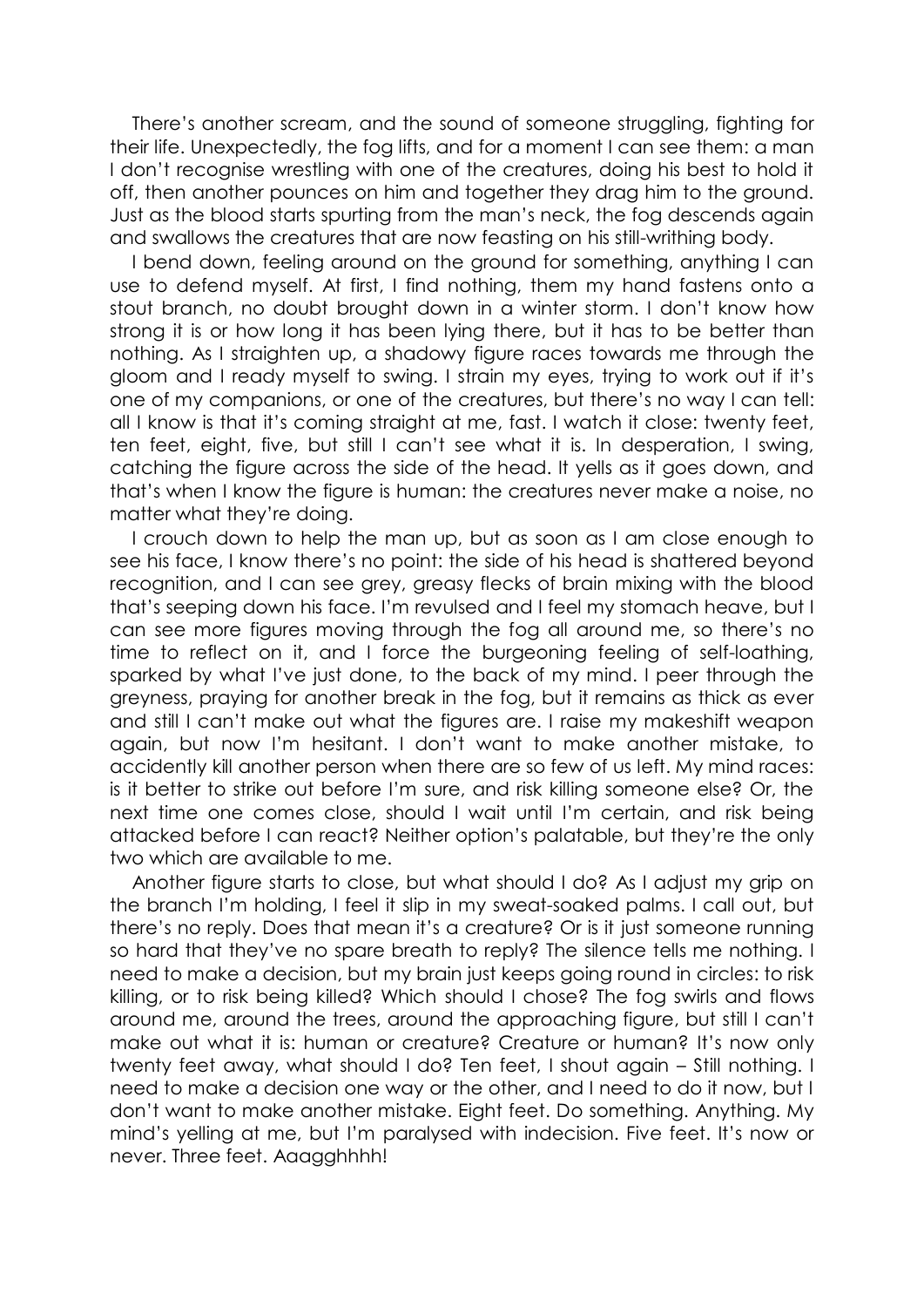There's another scream, and the sound of someone struggling, fighting for their life. Unexpectedly, the fog lifts, and for a moment I can see them: a man I don't recognise wrestling with one of the creatures, doing his best to hold it off, then another pounces on him and together they drag him to the ground. Just as the blood starts spurting from the man's neck, the fog descends again and swallows the creatures that are now feasting on his still-writhing body.

I bend down, feeling around on the ground for something, anything I can use to defend myself. At first, I find nothing, them my hand fastens onto a stout branch, no doubt brought down in a winter storm. I don't know how strong it is or how long it has been lying there, but it has to be better than nothing. As I straighten up, a shadowy figure races towards me through the gloom and I ready myself to swing. I strain my eyes, trying to work out if it's one of my companions, or one of the creatures, but there's no way I can tell: all I know is that it's coming straight at me, fast. I watch it close: twenty feet, ten feet, eight, five, but still I can't see what it is. In desperation, I swing, catching the figure across the side of the head. It yells as it goes down, and that's when I know the figure is human: the creatures never make a noise, no matter what they're doing.

I crouch down to help the man up, but as soon as I am close enough to see his face, I know there's no point: the side of his head is shattered beyond recognition, and I can see grey, greasy flecks of brain mixing with the blood that's seeping down his face. I'm revulsed and I feel my stomach heave, but I can see more figures moving through the fog all around me, so there's no time to reflect on it, and I force the burgeoning feeling of self-loathing, sparked by what I've just done, to the back of my mind. I peer through the greyness, praying for another break in the fog, but it remains as thick as ever and still I can't make out what the figures are. I raise my makeshift weapon again, but now I'm hesitant. I don't want to make another mistake, to accidently kill another person when there are so few of us left. My mind races: is it better to strike out before I'm sure, and risk killing someone else? Or, the next time one comes close, should I wait until I'm certain, and risk being attacked before I can react? Neither option's palatable, but they're the only two which are available to me.

Another figure starts to close, but what should I do? As I adjust my grip on the branch I'm holding, I feel it slip in my sweat-soaked palms. I call out, but there's no reply. Does that mean it's a creature? Or is it just someone running so hard that they've no spare breath to reply? The silence tells me nothing. I need to make a decision, but my brain just keeps going round in circles: to risk killing, or to risk being killed? Which should I chose? The fog swirls and flows around me, around the trees, around the approaching figure, but still I can't make out what it is: human or creature? Creature or human? It's now only twenty feet away, what should I do? Ten feet, I shout again – Still nothing. I need to make a decision one way or the other, and I need to do it now, but I don't want to make another mistake. Eight feet. Do something. Anything. My mind's yelling at me, but I'm paralysed with indecision. Five feet. It's now or never. Three feet. Aaagghhhh!